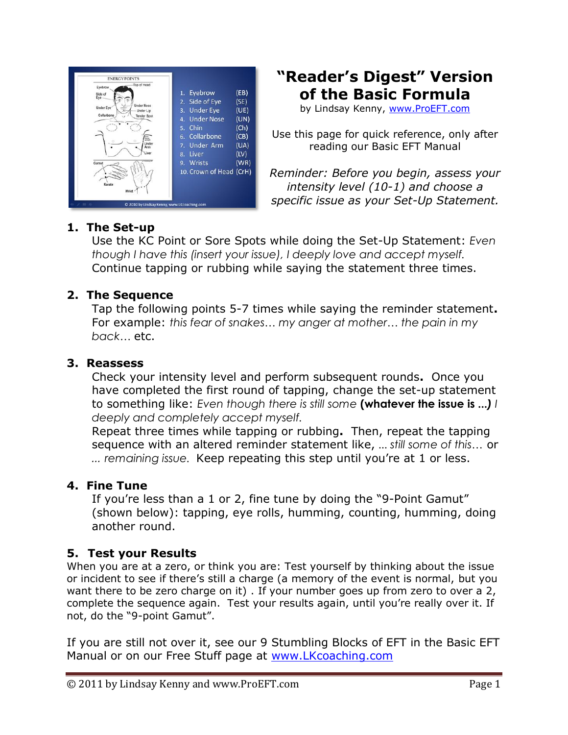1. Eyebrow (EB)
2. Side of Eye (SE)
3. Under Eye (UE)
4. Under Nose (UN)
5. Chin (Ch)
6. Collarbone (CB)
7. Under Arm (UA)
8. Liver (LV)
9. Wrists (WR)
10. Crown of Head (CrH)

© 2010 by Lindsay Kenny, www.LKcoaching.com

# "Reader's Digest" Version of the Basic Formula

by Lindsay Kenny, www.ProEFT.com

Use this page for quick reference, only after reading our Basic EFT Manual

*Reminder: Before you begin, assess your intensity level (10-1) and choose a specific issue as your Set-Up Statement.*

## 1. The Set-up

Use the KC Point or Sore Spots while doing the Set-Up Statement: *Even though I have this (insert your issue), I deeply love and accept myself.* Continue tapping or rubbing while saying the statement three times.

## 2. The Sequence

Tap the following points 5-7 times while saying the reminder statement**.** For example: *this fear of snakes… my anger at mother… the pain in my back…* etc.

## 3. Reassess

Check your intensity level and perform subsequent rounds**.** Once you have completed the first round of tapping, change the set-up statement to something like: *Even though there is still some* **(whatever the issue is …)** *I deeply and completely accept myself.*

Repeat three times while tapping or rubbing**.** Then, repeat the tapping sequence with an altered reminder statement like, *… still some of this…* or *… remaining issue.* Keep repeating this step until you're at 1 or less.

## 4. Fine Tune

If you're less than a 1 or 2, fine tune by doing the "9-Point Gamut" (shown below): tapping, eye rolls, humming, counting, humming, doing another round.

## 5. Test your Results

When you are at a zero, or think you are: Test yourself by thinking about the issue or incident to see if there's still a charge (a memory of the event is normal, but you want there to be zero charge on it) . If your number goes up from zero to over a 2, complete the sequence again. Test your results again, until you're really over it. If not, do the "9-point Gamut".

If you are still not over it, see our 9 Stumbling Blocks of EFT in the Basic EFT Manual or on our Free Stuff page at www.LKcoaching.com

© 2011 by Lindsay Kenny and www.ProEFT.com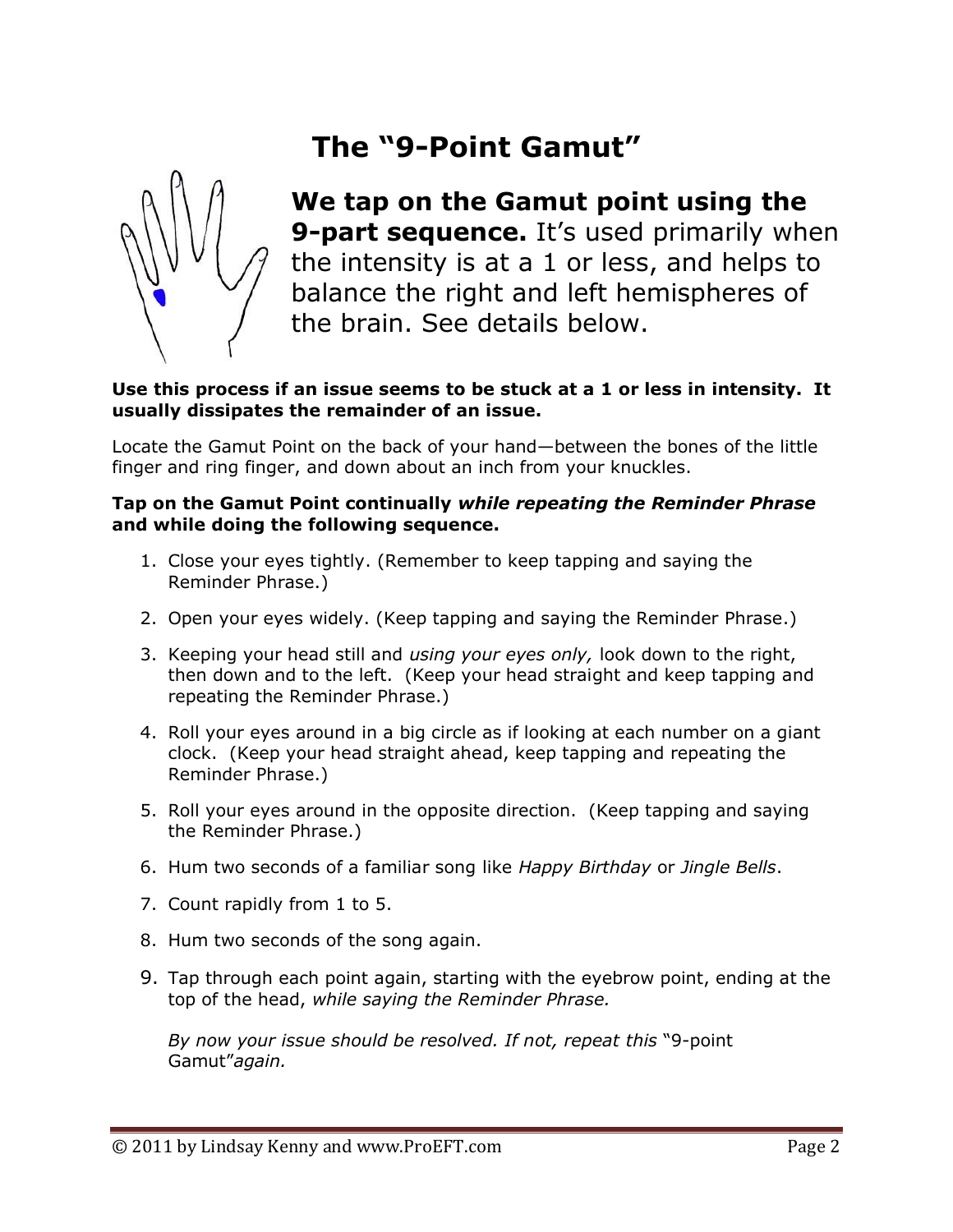# The "9-Point Gamut"

**We tap on the Gamut point using the 9-part sequence.** It's used primarily when the intensity is at a 1 or less, and helps to balance the right and left hemispheres of the brain. See details below.

**Use this process if an issue seems to be stuck at a 1 or less in intensity. It usually dissipates the remainder of an issue.**

Locate the Gamut Point on the back of your hand—between the bones of the little finger and ring finger, and down about an inch from your knuckles.

**Tap on the Gamut Point continually *while repeating the Reminder Phrase* and while doing the following sequence.**

1. Close your eyes tightly. (Remember to keep tapping and saying the Reminder Phrase.)
2. Open your eyes widely. (Keep tapping and saying the Reminder Phrase.)
3. Keeping your head still and *using your eyes only,* look down to the right, then down and to the left. (Keep your head straight and keep tapping and repeating the Reminder Phrase.)
4. Roll your eyes around in a big circle as if looking at each number on a giant clock. (Keep your head straight ahead, keep tapping and repeating the Reminder Phrase.)
5. Roll your eyes around in the opposite direction. (Keep tapping and saying the Reminder Phrase.)
6. Hum two seconds of a familiar song like *Happy Birthday* or *Jingle Bells*.
7. Count rapidly from 1 to 5.
8. Hum two seconds of the song again.
9. Tap through each point again, starting with the eyebrow point, ending at the top of the head, *while saying the Reminder Phrase.*

   *By now your issue should be resolved. If not, repeat this* "9-point Gamut"*again.*

© 2011 by Lindsay Kenny and www.ProEFT.com